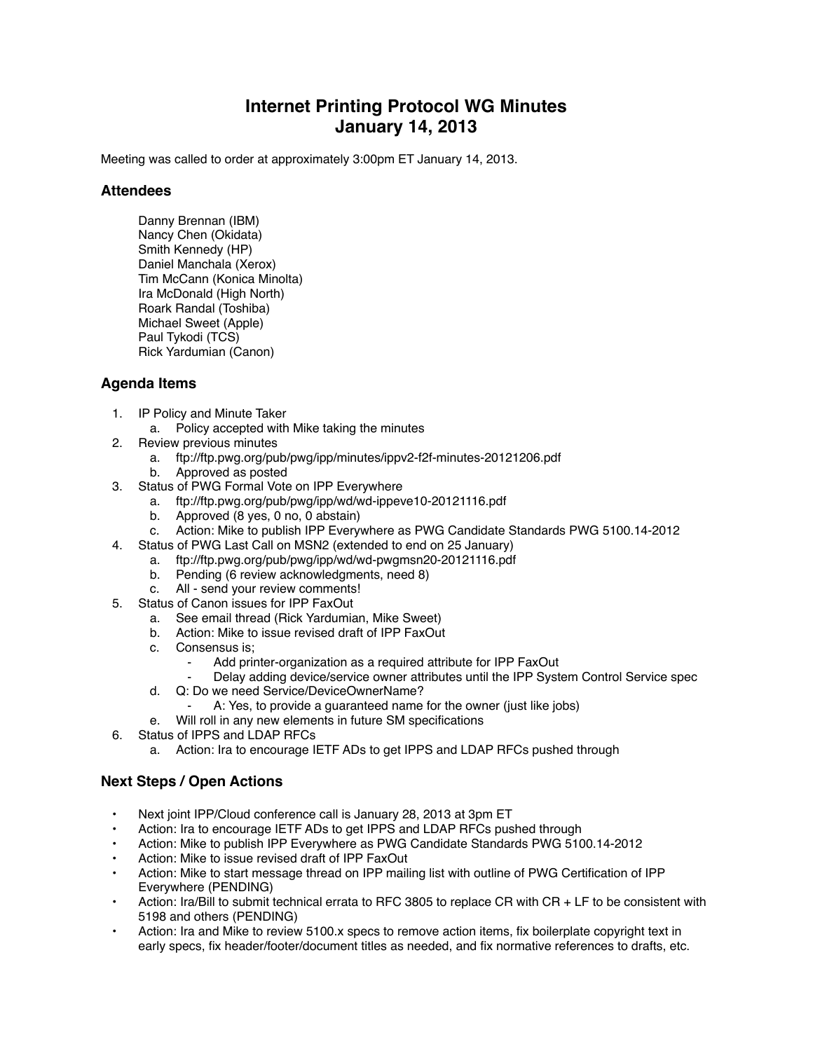# Internet Printing Protocol WG Minutes
# January 14, 2013

Meeting was called to order at approximately 3:00pm ET January 14, 2013.

## Attendees

Danny Brennan (IBM)
Nancy Chen (Okidata)
Smith Kennedy (HP)
Daniel Manchala (Xerox)
Tim McCann (Konica Minolta)
Ira McDonald (High North)
Roark Randal (Toshiba)
Michael Sweet (Apple)
Paul Tykodi (TCS)
Rick Yardumian (Canon)

## Agenda Items

1. IP Policy and Minute Taker
   a. Policy accepted with Mike taking the minutes
2. Review previous minutes
   a. ftp://ftp.pwg.org/pub/pwg/ipp/minutes/ippv2-f2f-minutes-20121206.pdf
   b. Approved as posted
3. Status of PWG Formal Vote on IPP Everywhere
   a. ftp://ftp.pwg.org/pub/pwg/ipp/wd/wd-ippeve10-20121116.pdf
   b. Approved (8 yes, 0 no, 0 abstain)
   c. Action: Mike to publish IPP Everywhere as PWG Candidate Standards PWG 5100.14-2012
4. Status of PWG Last Call on MSN2 (extended to end on 25 January)
   a. ftp://ftp.pwg.org/pub/pwg/ipp/wd/wd-pwgmsn20-20121116.pdf
   b. Pending (6 review acknowledgments, need 8)
   c. All - send your review comments!
5. Status of Canon issues for IPP FaxOut
   a. See email thread (Rick Yardumian, Mike Sweet)
   b. Action: Mike to issue revised draft of IPP FaxOut
   c. Consensus is;
      - Add printer-organization as a required attribute for IPP FaxOut
      - Delay adding device/service owner attributes until the IPP System Control Service spec
   d. Q: Do we need Service/DeviceOwnerName?
      - A: Yes, to provide a guaranteed name for the owner (just like jobs)
   e. Will roll in any new elements in future SM specifications
6. Status of IPPS and LDAP RFCs
   a. Action: Ira to encourage IETF ADs to get IPPS and LDAP RFCs pushed through

## Next Steps / Open Actions

- Next joint IPP/Cloud conference call is January 28, 2013 at 3pm ET
- Action: Ira to encourage IETF ADs to get IPPS and LDAP RFCs pushed through
- Action: Mike to publish IPP Everywhere as PWG Candidate Standards PWG 5100.14-2012
- Action: Mike to issue revised draft of IPP FaxOut
- Action: Mike to start message thread on IPP mailing list with outline of PWG Certification of IPP Everywhere (PENDING)
- Action: Ira/Bill to submit technical errata to RFC 3805 to replace CR with CR + LF to be consistent with 5198 and others (PENDING)
- Action: Ira and Mike to review 5100.x specs to remove action items, fix boilerplate copyright text in early specs, fix header/footer/document titles as needed, and fix normative references to drafts, etc.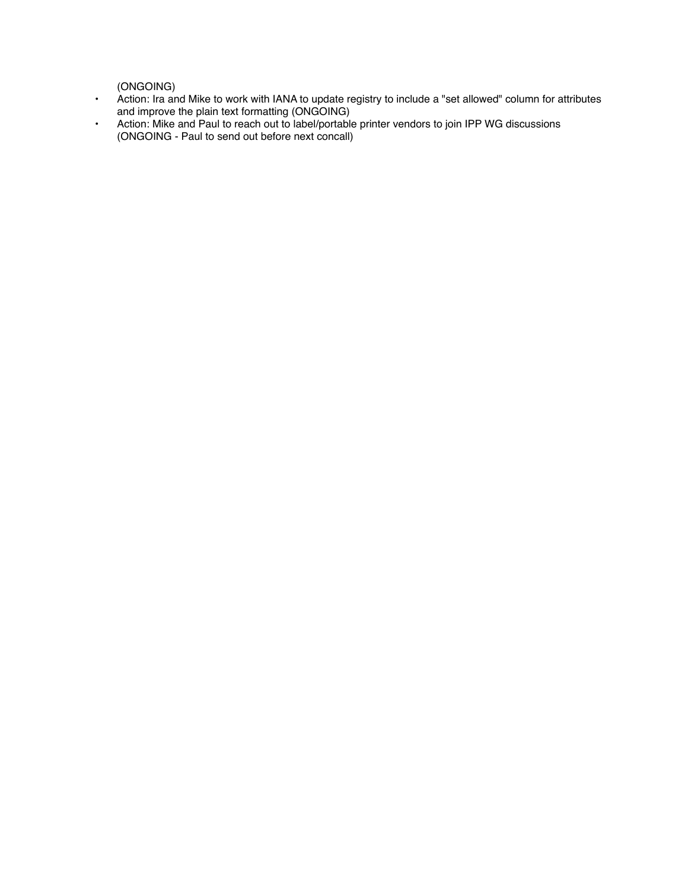(ONGOING)

- Action: Ira and Mike to work with IANA to update registry to include a "set allowed" column for attributes and improve the plain text formatting (ONGOING)
- Action: Mike and Paul to reach out to label/portable printer vendors to join IPP WG discussions (ONGOING - Paul to send out before next concall)